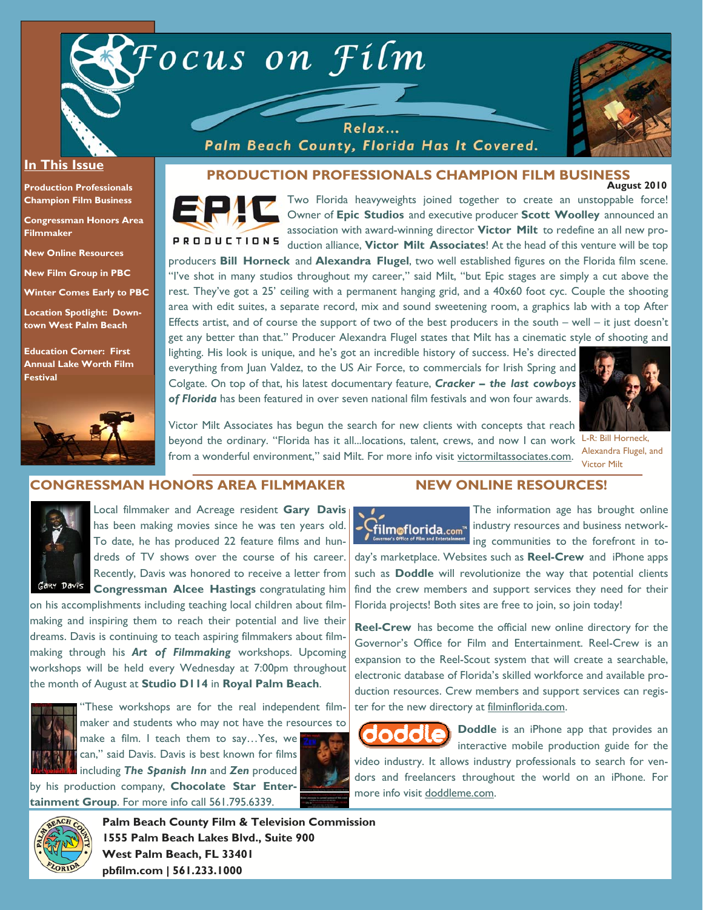# Focus on Film

Relax... Palm Beach County, Florida Has It Covered.

## In This Issue

- Production Professionals Champion Film Business
- Congressman Honors Area Filmmaker
- New Online Resources
- New Film Group in PBC
- Winter Comes Early to PBC
- Location Spotlight: Downtown West Palm Beach
- Education Corner: First Annual Lake Worth Film Festival

## PRODUCTION PROFESSIONALS CHAMPION FILM BUSINESS

**August 2010**

Two Florida heavyweights joined together to create an unstoppable force! Owner of **Epic Studios** and executive producer **Scott Woolley** announced an association with award-winning director **Victor Milt** to redefine an all new production alliance, **Victor Milt Associates**! At the head of this venture will be top producers **Bill Horneck** and **Alexandra Flugel**, two well established figures on the Florida film scene. "I've shot in many studios throughout my career," said Milt, "but Epic stages are simply a cut above the rest. They've got a 25' ceiling with a permanent hanging grid, and a 40x60 foot cyc. Couple the shooting area with edit suites, a separate record, mix and sound sweetening room, a graphics lab with a top After Effects artist, and of course the support of two of the best producers in the south – well – it just doesn't get any better than that." Producer Alexandra Flugel states that Milt has a cinematic style of shooting and lighting. His look is unique, and he's got an incredible history of success. He's directed everything from Juan Valdez, to the US Air Force, to commercials for Irish Spring and Colgate. On top of that, his latest documentary feature, ***Cracker – the last cowboys of Florida*** has been featured in over seven national film festivals and won four awards.

Victor Milt Associates has begun the search for new clients with concepts that reach beyond the ordinary. "Florida has it all...locations, talent, crews, and now I can work from a wonderful environment," said Milt. For more info visit victormiltassociates.com.

L-R: Bill Horneck, Alexandra Flugel, and Victor Milt

## CONGRESSMAN HONORS AREA FILMMAKER

Local filmmaker and Acreage resident **Gary Davis** has been making movies since he was ten years old. To date, he has produced 22 feature films and hundreds of TV shows over the course of his career. Recently, Davis was honored to receive a letter from **Congressman Alcee Hastings** congratulating him on his accomplishments including teaching local children about filmmaking and inspiring them to reach their potential and live their dreams. Davis is continuing to teach aspiring filmmakers about filmmaking through his ***Art of Filmmaking*** workshops. Upcoming workshops will be held every Wednesday at 7:00pm throughout the month of August at **Studio D114** in **Royal Palm Beach**.

"These workshops are for the real independent filmmaker and students who may not have the resources to make a film. I teach them to say…Yes, we can," said Davis. Davis is best known for films including ***The Spanish Inn*** and ***Zen*** produced by his production company, **Chocolate Star Entertainment Group**. For more info call 561.795.6339.

## NEW ONLINE RESOURCES!

The information age has brought online industry resources and business networking communities to the forefront in today's marketplace. Websites such as **Reel-Crew** and iPhone apps such as **Doddle** will revolutionize the way that potential clients find the crew members and support services they need for their Florida projects! Both sites are free to join, so join today!

**Reel-Crew** has become the official new online directory for the Governor's Office for Film and Entertainment. Reel-Crew is an expansion to the Reel-Scout system that will create a searchable, electronic database of Florida's skilled workforce and available production resources. Crew members and support services can register for the new directory at filminflorida.com.

**Doddle** is an iPhone app that provides an interactive mobile production guide for the video industry. It allows industry professionals to search for vendors and freelancers throughout the world on an iPhone. For more info visit doddleme.com.

**Palm Beach County Film & Television Commission**
**1555 Palm Beach Lakes Blvd., Suite 900**
**West Palm Beach, FL 33401**
**pbfilm.com | 561.233.1000**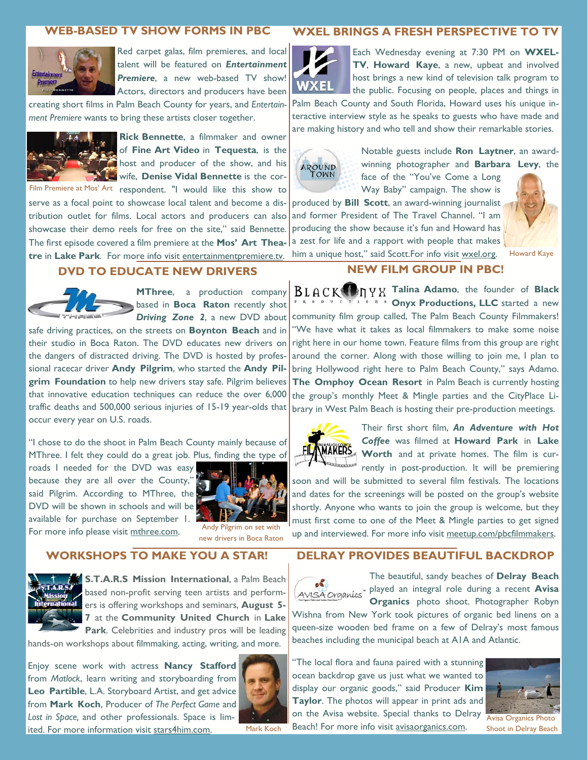## WEB-BASED TV SHOW FORMS IN PBC

Red carpet galas, film premieres, and local talent will be featured on ***Entertainment Premiere***, a new web-based TV show! Actors, directors and producers have been creating short films in Palm Beach County for years, and *Entertainment Premiere* wants to bring these artists closer together.

**Rick Bennette**, a filmmaker and owner of **Fine Art Video** in **Tequesta**, is the host and producer of the show, and his wife, **Denise Vidal Bennette** is the correspondent. "I would like this show to serve as a focal point to showcase local talent and become a distribution outlet for films. Local actors and producers can also showcase their demo reels for free on the site," said Bennette. The first episode covered a film premiere at the **Mos' Art Theatre** in **Lake Park**. For more info visit entertainmentpremiere.tv.

Film Premiere at Mos' Art

## WXEL BRINGS A FRESH PERSPECTIVE TO TV

Each Wednesday evening at 7:30 PM on **WXEL-TV**, **Howard Kaye**, a new, upbeat and involved host brings a new kind of television talk program to the public. Focusing on people, places and things in Palm Beach County and South Florida, Howard uses his unique interactive interview style as he speaks to guests who have made and are making history and who tell and show their remarkable stories.

Notable guests include **Ron Laytner**, an award-winning photographer and **Barbara Levy**, the face of the "You've Come a Long Way Baby" campaign. The show is produced by **Bill Scott**, an award-winning journalist and former President of The Travel Channel. "I am producing the show because it's fun and Howard has a zest for life and a rapport with people that makes him a unique host," said Scott. For info visit wxel.org.

Howard Kaye

## DVD TO EDUCATE NEW DRIVERS

**MThree**, a production company based in **Boca Raton** recently shot ***Driving Zone 2***, a new DVD about safe driving practices, on the streets on **Boynton Beach** and in their studio in Boca Raton. The DVD educates new drivers on the dangers of distracted driving. The DVD is hosted by professional racecar driver **Andy Pilgrim**, who started the **Andy Pilgrim Foundation** to help new drivers stay safe. Pilgrim believes that innovative education techniques can reduce the over 6,000 traffic deaths and 500,000 serious injuries of 15-19 year-olds that occur every year on U.S. roads.

"I chose to do the shoot in Palm Beach County mainly because of MThree. I felt they could do a great job. Plus, finding the type of roads I needed for the DVD was easy because they are all over the County," said Pilgrim. According to MThree, the DVD will be shown in schools and will be available for purchase on September 1. For more info please visit mthree.com.

Andy Pilgrim on set with new drivers in Boca Raton

## NEW FILM GROUP IN PBC!

**Talina Adamo**, the founder of **Black Onyx Productions, LLC** started a new community film group called, The Palm Beach County Filmmakers! "We have what it takes as local filmmakers to make some noise right here in our home town. Feature films from this group are right around the corner. Along with those willing to join me, I plan to bring Hollywood right here to Palm Beach County," says Adamo. **The Omphoy Ocean Resort** in Palm Beach is currently hosting the group's monthly Meet & Mingle parties and the CityPlace Library in West Palm Beach is hosting their pre-production meetings.

Their first short film, ***An Adventure with Hot Coffee*** was filmed at **Howard Park** in **Lake Worth** and at private homes. The film is currently in post-production. It will be premiering soon and will be submitted to several film festivals. The locations and dates for the screenings will be posted on the group's website shortly. Anyone who wants to join the group is welcome, but they must first come to one of the Meet & Mingle parties to get signed up and interviewed. For more info visit meetup.com/pbcfilmmakers.

## WORKSHOPS TO MAKE YOU A STAR!

**S.T.A.R.S Mission International**, a Palm Beach based non-profit serving teen artists and performers is offering workshops and seminars, **August 5-7** at the **Community United Church** in **Lake Park**. Celebrities and industry pros will be leading hands-on workshops about filmmaking, acting, writing, and more.

Enjoy scene work with actress **Nancy Stafford** from *Matlock*, learn writing and storyboarding from **Leo Partible**, L.A. Storyboard Artist, and get advice from **Mark Koch**, Producer of *The Perfect Game* and *Lost in Space,* and other professionals. Space is limited. For more information visit stars4him.com.

Mark Koch

## DELRAY PROVIDES BEAUTIFUL BACKDROP

The beautiful, sandy beaches of **Delray Beach** played an integral role during a recent **Avisa Organics** photo shoot. Photographer Robyn Wishna from New York took pictures of organic bed linens on a queen-size wooden bed frame on a few of Delray's most famous beaches including the municipal beach at A1A and Atlantic.

"The local flora and fauna paired with a stunning ocean backdrop gave us just what we wanted to display our organic goods," said Producer **Kim Taylor**. The photos will appear in print ads and on the Avisa website. Special thanks to Delray Beach! For more info visit avisaorganics.com.

Avisa Organics Photo Shoot in Delray Beach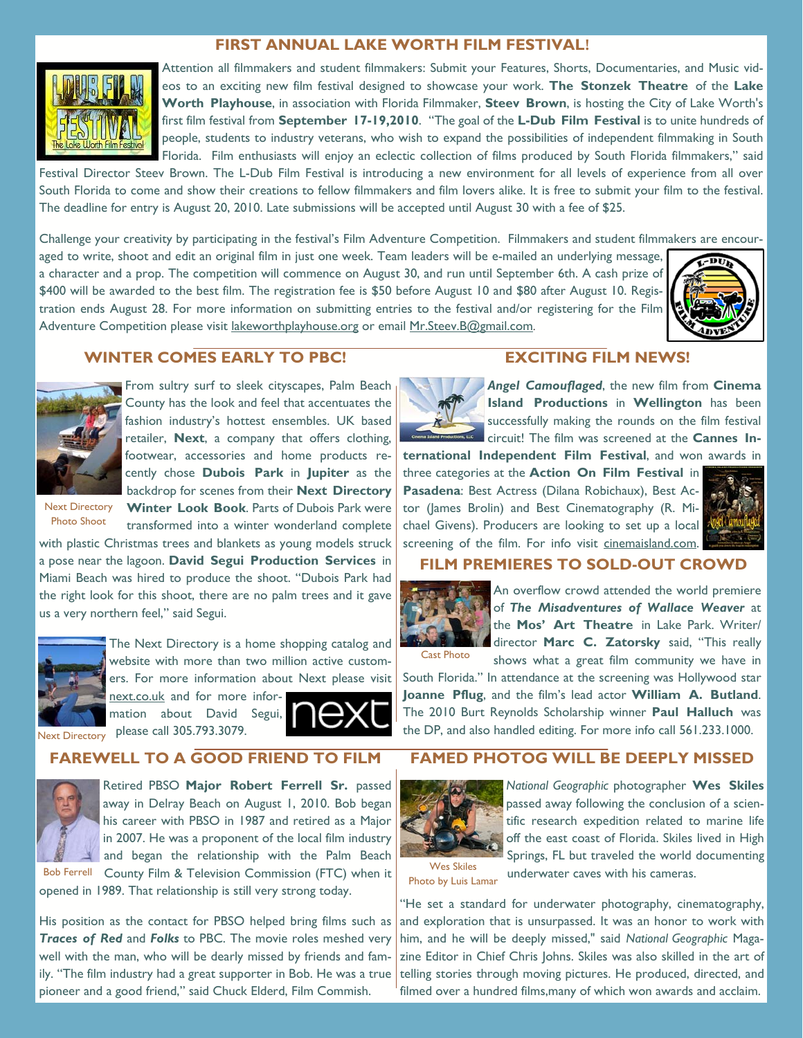## FIRST ANNUAL LAKE WORTH FILM FESTIVAL!

Attention all filmmakers and student filmmakers: Submit your Features, Shorts, Documentaries, and Music videos to an exciting new film festival designed to showcase your work. **The Stonzek Theatre** of the **Lake Worth Playhouse**, in association with Florida Filmmaker, **Steev Brown**, is hosting the City of Lake Worth's first film festival from **September 17-19,2010**. "The goal of the **L-Dub Film Festival** is to unite hundreds of people, students to industry veterans, who wish to expand the possibilities of independent filmmaking in South Florida. Film enthusiasts will enjoy an eclectic collection of films produced by South Florida filmmakers," said Festival Director Steev Brown. The L-Dub Film Festival is introducing a new environment for all levels of experience from all over South Florida to come and show their creations to fellow filmmakers and film lovers alike. It is free to submit your film to the festival. The deadline for entry is August 20, 2010. Late submissions will be accepted until August 30 with a fee of $25.

Challenge your creativity by participating in the festival's Film Adventure Competition. Filmmakers and student filmmakers are encouraged to write, shoot and edit an original film in just one week. Team leaders will be e-mailed an underlying message, a character and a prop. The competition will commence on August 30, and run until September 6th. A cash prize of $400 will be awarded to the best film. The registration fee is $50 before August 10 and $80 after August 10. Registration ends August 28. For more information on submitting entries to the festival and/or registering for the Film Adventure Competition please visit lakeworthplayhouse.org or email Mr.Steev.B@gmail.com.

## WINTER COMES EARLY TO PBC!

Next Directory Photo Shoot

From sultry surf to sleek cityscapes, Palm Beach County has the look and feel that accentuates the fashion industry's hottest ensembles. UK based retailer, **Next**, a company that offers clothing, footwear, accessories and home products recently chose **Dubois Park** in **Jupiter** as the backdrop for scenes from their **Next Directory Winter Look Book**. Parts of Dubois Park were transformed into a winter wonderland complete with plastic Christmas trees and blankets as young models struck a pose near the lagoon. **David Segui Production Services** in Miami Beach was hired to produce the shoot. "Dubois Park had the right look for this shoot, there are no palm trees and it gave us a very northern feel," said Segui.

The Next Directory is a home shopping catalog and website with more than two million active customers. For more information about Next please visit next.co.uk and for more information about David Segui, please call 305.793.3079.

Next Directory

## EXCITING FILM NEWS!

***Angel Camouflaged***, the new film from **Cinema Island Productions** in **Wellington** has been successfully making the rounds on the film festival circuit! The film was screened at the **Cannes International Independent Film Festival**, and won awards in three categories at the **Action On Film Festival** in **Pasadena**: Best Actress (Dilana Robichaux), Best Actor (James Brolin) and Best Cinematography (R. Michael Givens). Producers are looking to set up a local screening of the film. For info visit cinemaisland.com.

## FILM PREMIERES TO SOLD-OUT CROWD

Cast Photo

An overflow crowd attended the world premiere of ***The Misadventures of Wallace Weaver*** at the **Mos' Art Theatre** in Lake Park. Writer/director **Marc C. Zatorsky** said, "This really shows what a great film community we have in South Florida." In attendance at the screening was Hollywood star **Joanne Pflug**, and the film's lead actor **William A. Butland**. The 2010 Burt Reynolds Scholarship winner **Paul Halluch** was the DP, and also handled editing. For more info call 561.233.1000.

## FAREWELL TO A GOOD FRIEND TO FILM

Bob Ferrell

Retired PBSO **Major Robert Ferrell Sr.** passed away in Delray Beach on August 1, 2010. Bob began his career with PBSO in 1987 and retired as a Major in 2007. He was a proponent of the local film industry and began the relationship with the Palm Beach County Film & Television Commission (FTC) when it opened in 1989. That relationship is still very strong today.

His position as the contact for PBSO helped bring films such as ***Traces of Red*** and ***Folks*** to PBC. The movie roles meshed very well with the man, who will be dearly missed by friends and family. "The film industry had a great supporter in Bob. He was a true pioneer and a good friend," said Chuck Elderd, Film Commish.

## FAMED PHOTOG WILL BE DEEPLY MISSED

Wes Skiles
Photo by Luis Lamar

*National Geographic* photographer **Wes Skiles** passed away following the conclusion of a scientific research expedition related to marine life off the east coast of Florida. Skiles lived in High Springs, FL but traveled the world documenting underwater caves with his cameras.

"He set a standard for underwater photography, cinematography, and exploration that is unsurpassed. It was an honor to work with him, and he will be deeply missed," said *National Geographic* Magazine Editor in Chief Chris Johns. Skiles was also skilled in the art of telling stories through moving pictures. He produced, directed, and filmed over a hundred films,many of which won awards and acclaim.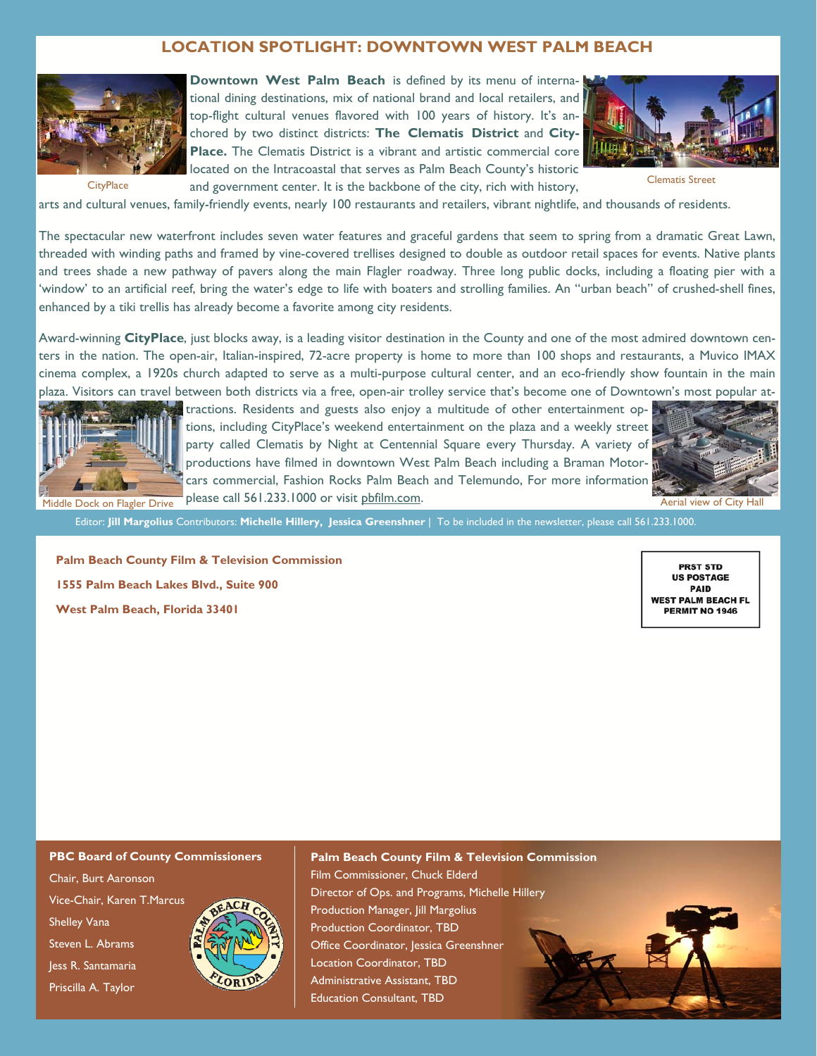## LOCATION SPOTLIGHT: DOWNTOWN WEST PALM BEACH

CityPlace

Clematis Street

**Downtown West Palm Beach** is defined by its menu of international dining destinations, mix of national brand and local retailers, and top-flight cultural venues flavored with 100 years of history. It's anchored by two distinct districts: **The Clematis District** and **CityPlace.** The Clematis District is a vibrant and artistic commercial core located on the Intracoastal that serves as Palm Beach County's historic and government center. It is the backbone of the city, rich with history, arts and cultural venues, family-friendly events, nearly 100 restaurants and retailers, vibrant nightlife, and thousands of residents.

The spectacular new waterfront includes seven water features and graceful gardens that seem to spring from a dramatic Great Lawn, threaded with winding paths and framed by vine-covered trellises designed to double as outdoor retail spaces for events. Native plants and trees shade a new pathway of pavers along the main Flagler roadway. Three long public docks, including a floating pier with a 'window' to an artificial reef, bring the water's edge to life with boaters and strolling families. An "urban beach" of crushed-shell fines, enhanced by a tiki trellis has already become a favorite among city residents.

Award-winning **CityPlace**, just blocks away, is a leading visitor destination in the County and one of the most admired downtown centers in the nation. The open-air, Italian-inspired, 72-acre property is home to more than 100 shops and restaurants, a Muvico IMAX cinema complex, a 1920s church adapted to serve as a multi-purpose cultural center, and an eco-friendly show fountain in the main plaza. Visitors can travel between both districts via a free, open-air trolley service that's become one of Downtown's most popular attractions. Residents and guests also enjoy a multitude of other entertainment options, including CityPlace's weekend entertainment on the plaza and a weekly street party called Clematis by Night at Centennial Square every Thursday. A variety of productions have filmed in downtown West Palm Beach including a Braman Motorcars commercial, Fashion Rocks Palm Beach and Telemundo, For more information please call 561.233.1000 or visit pbfilm.com.

Middle Dock on Flagler Drive

Aerial view of City Hall

Editor: **Jill Margolius** Contributors: **Michelle Hillery, Jessica Greenshner** | To be included in the newsletter, please call 561.233.1000.

**Palm Beach County Film & Television Commission**

**1555 Palm Beach Lakes Blvd., Suite 900**

**West Palm Beach, Florida 33401**

PRST STD
US POSTAGE
PAID
WEST PALM BEACH FL
PERMIT NO 1946

**PBC Board of County Commissioners**

Chair, Burt Aaronson
Vice-Chair, Karen T.Marcus
Shelley Vana
Steven L. Abrams
Jess R. Santamaria
Priscilla A. Taylor

**Palm Beach County Film & Television Commission**

Film Commissioner, Chuck Elderd
Director of Ops. and Programs, Michelle Hillery
Production Manager, Jill Margolius
Production Coordinator, TBD
Office Coordinator, Jessica Greenshner
Location Coordinator, TBD
Administrative Assistant, TBD
Education Consultant, TBD